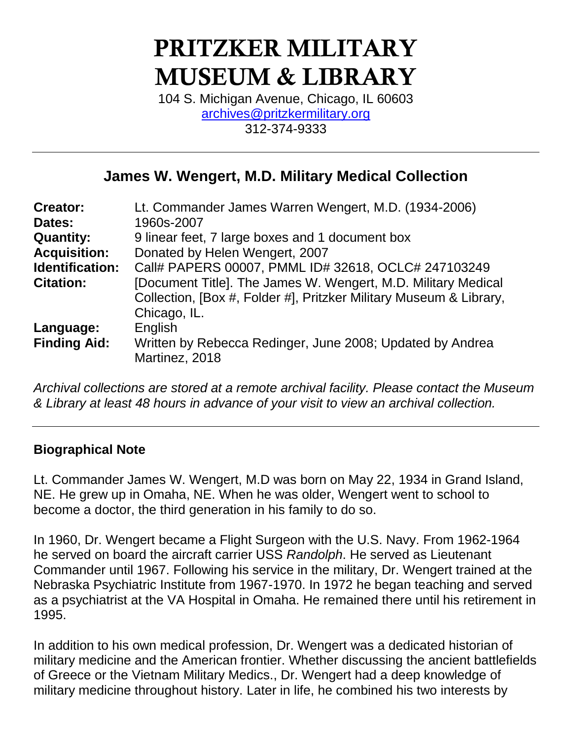# PRITZKER MILITARY MUSEUM & LIBRARY

104 S. Michigan Avenue, Chicago, IL 60603
archives@pritzkermilitary.org
312-374-9333

---

## James W. Wengert, M.D. Military Medical Collection

| | |
|---|---|
| **Creator:** | Lt. Commander James Warren Wengert, M.D. (1934-2006) |
| **Dates:** | 1960s-2007 |
| **Quantity:** | 9 linear feet, 7 large boxes and 1 document box |
| **Acquisition:** | Donated by Helen Wengert, 2007 |
| **Identification:** | Call# PAPERS 00007, PMML ID# 32618, OCLC# 247103249 |
| **Citation:** | [Document Title]. The James W. Wengert, M.D. Military Medical Collection, [Box #, Folder #], Pritzker Military Museum & Library, Chicago, IL. |
| **Language:** | English |
| **Finding Aid:** | Written by Rebecca Redinger, June 2008; Updated by Andrea Martinez, 2018 |

*Archival collections are stored at a remote archival facility. Please contact the Museum & Library at least 48 hours in advance of your visit to view an archival collection.*

---

### Biographical Note

Lt. Commander James W. Wengert, M.D was born on May 22, 1934 in Grand Island, NE. He grew up in Omaha, NE. When he was older, Wengert went to school to become a doctor, the third generation in his family to do so.

In 1960, Dr. Wengert became a Flight Surgeon with the U.S. Navy. From 1962-1964 he served on board the aircraft carrier USS *Randolph*. He served as Lieutenant Commander until 1967. Following his service in the military, Dr. Wengert trained at the Nebraska Psychiatric Institute from 1967-1970. In 1972 he began teaching and served as a psychiatrist at the VA Hospital in Omaha. He remained there until his retirement in 1995.

In addition to his own medical profession, Dr. Wengert was a dedicated historian of military medicine and the American frontier. Whether discussing the ancient battlefields of Greece or the Vietnam Military Medics., Dr. Wengert had a deep knowledge of military medicine throughout history. Later in life, he combined his two interests by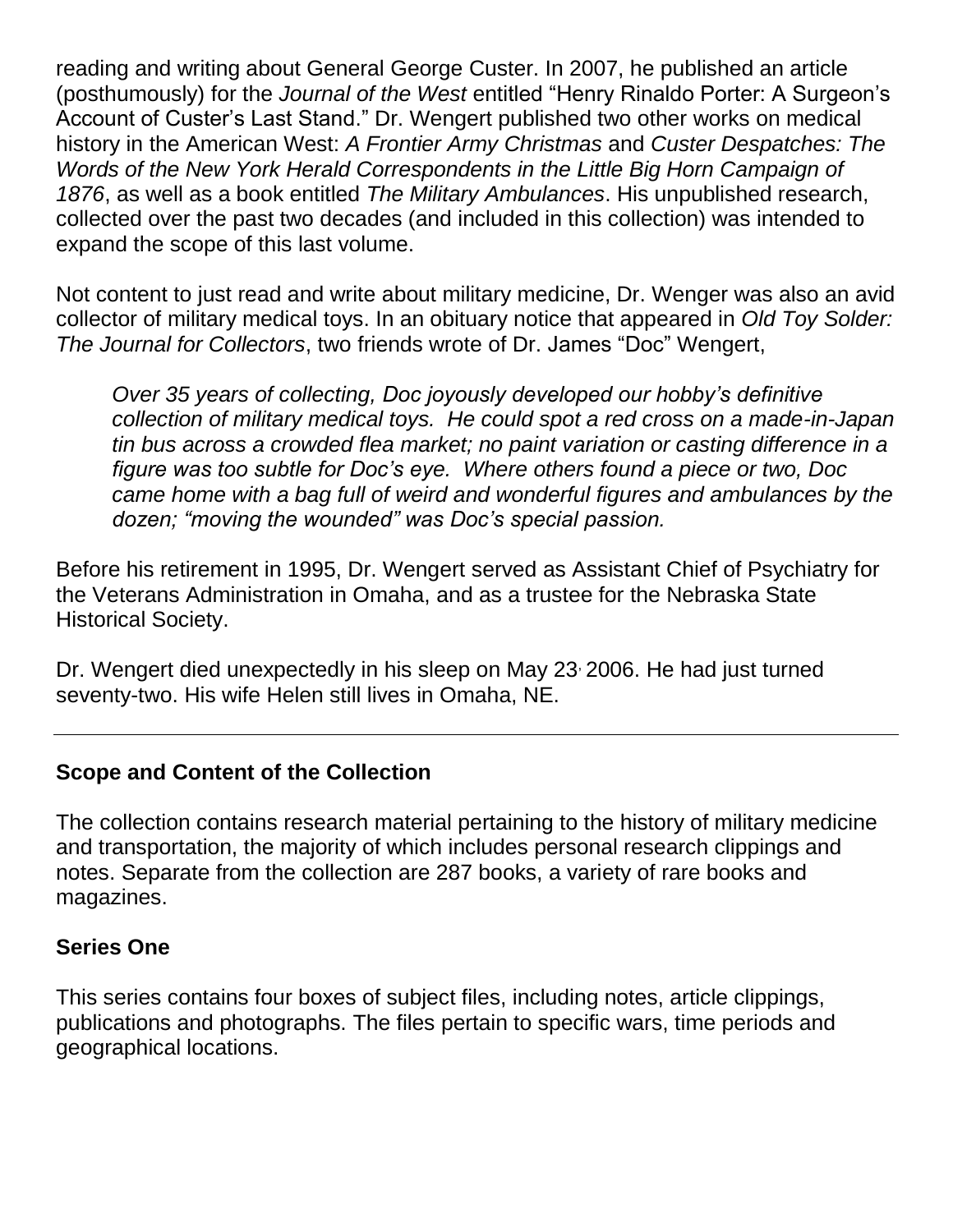reading and writing about General George Custer. In 2007, he published an article (posthumously) for the *Journal of the West* entitled "Henry Rinaldo Porter: A Surgeon's Account of Custer's Last Stand." Dr. Wengert published two other works on medical history in the American West: *A Frontier Army Christmas* and *Custer Despatches: The Words of the New York Herald Correspondents in the Little Big Horn Campaign of 1876*, as well as a book entitled *The Military Ambulances*. His unpublished research, collected over the past two decades (and included in this collection) was intended to expand the scope of this last volume.

Not content to just read and write about military medicine, Dr. Wenger was also an avid collector of military medical toys. In an obituary notice that appeared in *Old Toy Solder: The Journal for Collectors*, two friends wrote of Dr. James "Doc" Wengert,

> *Over 35 years of collecting, Doc joyously developed our hobby's definitive collection of military medical toys. He could spot a red cross on a made-in-Japan tin bus across a crowded flea market; no paint variation or casting difference in a figure was too subtle for Doc's eye. Where others found a piece or two, Doc came home with a bag full of weird and wonderful figures and ambulances by the dozen; "moving the wounded" was Doc's special passion.*

Before his retirement in 1995, Dr. Wengert served as Assistant Chief of Psychiatry for the Veterans Administration in Omaha, and as a trustee for the Nebraska State Historical Society.

Dr. Wengert died unexpectedly in his sleep on May 23, 2006. He had just turned seventy-two. His wife Helen still lives in Omaha, NE.

---

## Scope and Content of the Collection

The collection contains research material pertaining to the history of military medicine and transportation, the majority of which includes personal research clippings and notes. Separate from the collection are 287 books, a variety of rare books and magazines.

### Series One

This series contains four boxes of subject files, including notes, article clippings, publications and photographs. The files pertain to specific wars, time periods and geographical locations.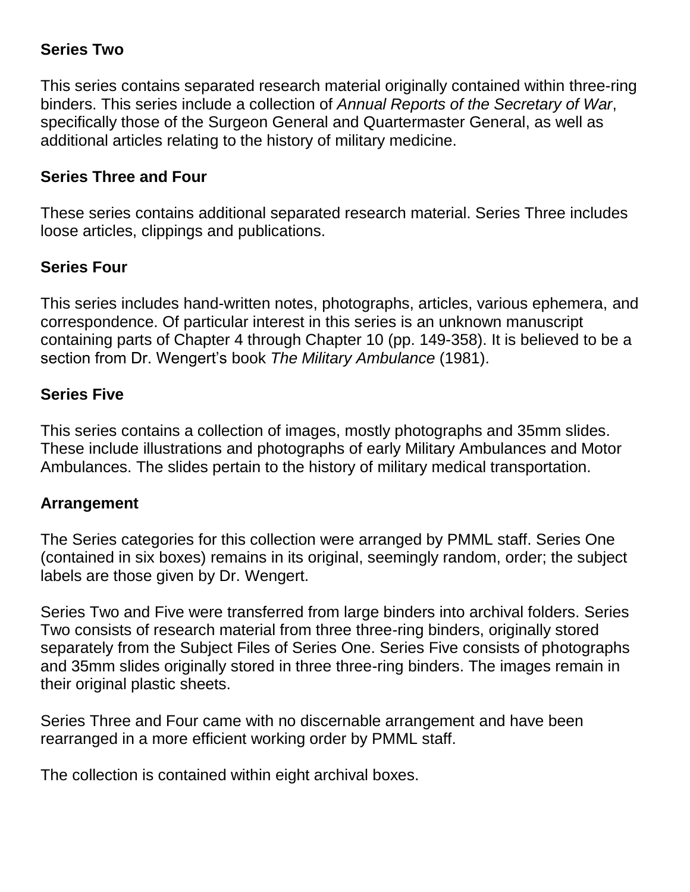**Series Two**

This series contains separated research material originally contained within three-ring binders. This series include a collection of *Annual Reports of the Secretary of War*, specifically those of the Surgeon General and Quartermaster General, as well as additional articles relating to the history of military medicine.

**Series Three and Four**

These series contains additional separated research material. Series Three includes loose articles, clippings and publications.

**Series Four**

This series includes hand-written notes, photographs, articles, various ephemera, and correspondence. Of particular interest in this series is an unknown manuscript containing parts of Chapter 4 through Chapter 10 (pp. 149-358). It is believed to be a section from Dr. Wengert's book *The Military Ambulance* (1981).

**Series Five**

This series contains a collection of images, mostly photographs and 35mm slides. These include illustrations and photographs of early Military Ambulances and Motor Ambulances. The slides pertain to the history of military medical transportation.

**Arrangement**

The Series categories for this collection were arranged by PMML staff. Series One (contained in six boxes) remains in its original, seemingly random, order; the subject labels are those given by Dr. Wengert.

Series Two and Five were transferred from large binders into archival folders. Series Two consists of research material from three three-ring binders, originally stored separately from the Subject Files of Series One. Series Five consists of photographs and 35mm slides originally stored in three three-ring binders. The images remain in their original plastic sheets.

Series Three and Four came with no discernable arrangement and have been rearranged in a more efficient working order by PMML staff.

The collection is contained within eight archival boxes.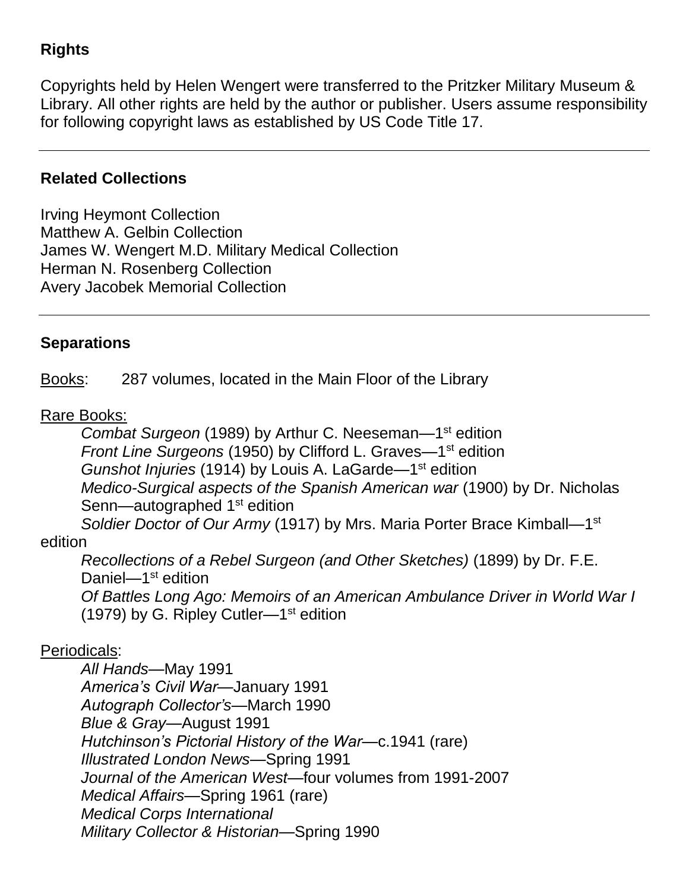## Rights

Copyrights held by Helen Wengert were transferred to the Pritzker Military Museum & Library. All other rights are held by the author or publisher. Users assume responsibility for following copyright laws as established by US Code Title 17.

---

## Related Collections

Irving Heymont Collection
Matthew A. Gelbin Collection
James W. Wengert M.D. Military Medical Collection
Herman N. Rosenberg Collection
Avery Jacobek Memorial Collection

---

## Separations

Books: 287 volumes, located in the Main Floor of the Library

Rare Books:

- *Combat Surgeon* (1989) by Arthur C. Neeseman—1st edition
- *Front Line Surgeons* (1950) by Clifford L. Graves—1st edition
- *Gunshot Injuries* (1914) by Louis A. LaGarde—1st edition
- *Medico-Surgical aspects of the Spanish American war* (1900) by Dr. Nicholas Senn—autographed 1st edition
- *Soldier Doctor of Our Army* (1917) by Mrs. Maria Porter Brace Kimball—1st edition
- *Recollections of a Rebel Surgeon (and Other Sketches)* (1899) by Dr. F.E. Daniel—1st edition
- *Of Battles Long Ago: Memoirs of an American Ambulance Driver in World War I* (1979) by G. Ripley Cutler—1st edition

Periodicals:

- *All Hands*—May 1991
- *America's Civil War*—January 1991
- *Autograph Collector's*—March 1990
- *Blue & Gray*—August 1991
- *Hutchinson's Pictorial History of the War*—c.1941 (rare)
- *Illustrated London News*—Spring 1991
- *Journal of the American West*—four volumes from 1991-2007
- *Medical Affairs*—Spring 1961 (rare)
- *Medical Corps International*
- *Military Collector & Historian*—Spring 1990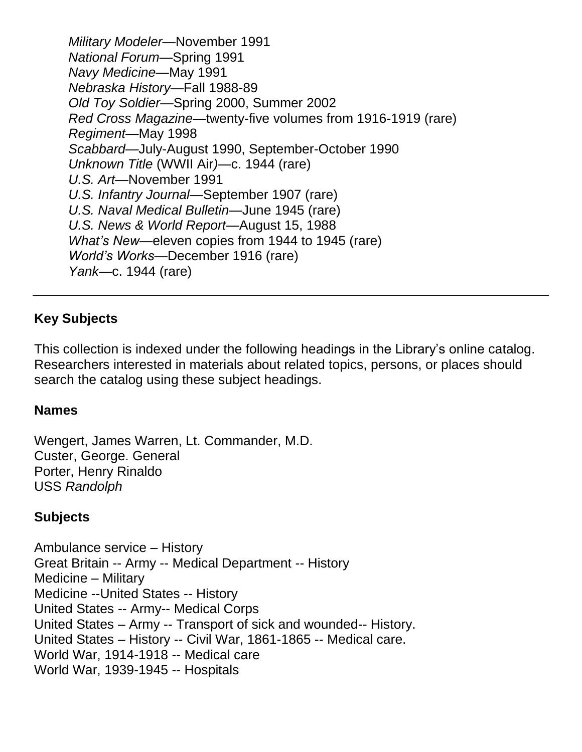*Military Modeler*—November 1991
*National Forum*—Spring 1991
*Navy Medicine*—May 1991
*Nebraska History*—Fall 1988-89
*Old Toy Soldier*—Spring 2000, Summer 2002
*Red Cross Magazine*—twenty-five volumes from 1916-1919 (rare)
*Regiment*—May 1998
*Scabbard*—July-August 1990, September-October 1990
*Unknown Title* (WWII Air)—c. 1944 (rare)
*U.S. Art*—November 1991
*U.S. Infantry Journal*—September 1907 (rare)
*U.S. Naval Medical Bulletin*—June 1945 (rare)
*U.S. News & World Report*—August 15, 1988
*What's New*—eleven copies from 1944 to 1945 (rare)
*World's Works*—December 1916 (rare)
*Yank*—c. 1944 (rare)

---

## Key Subjects

This collection is indexed under the following headings in the Library's online catalog. Researchers interested in materials about related topics, persons, or places should search the catalog using these subject headings.

### Names

Wengert, James Warren, Lt. Commander, M.D.
Custer, George. General
Porter, Henry Rinaldo
USS *Randolph*

### Subjects

Ambulance service – History
Great Britain -- Army -- Medical Department -- History
Medicine – Military
Medicine --United States -- History
United States -- Army-- Medical Corps
United States – Army -- Transport of sick and wounded-- History.
United States – History -- Civil War, 1861-1865 -- Medical care.
World War, 1914-1918 -- Medical care
World War, 1939-1945 -- Hospitals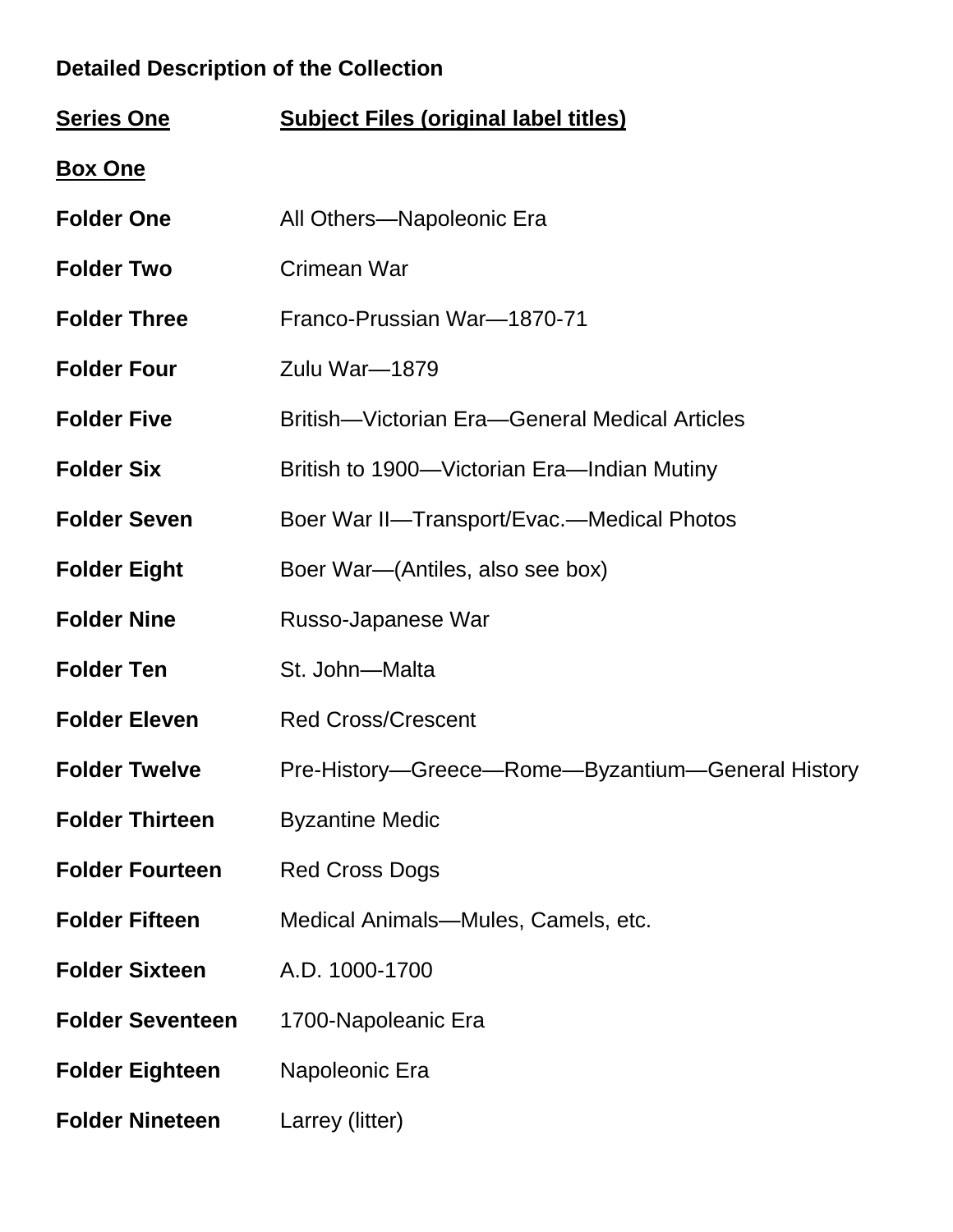**Detailed Description of the Collection**

| **Series One** | **Subject Files (original label titles)** |
|---|---|
| **Box One** | |
| **Folder One** | All Others—Napoleonic Era |
| **Folder Two** | Crimean War |
| **Folder Three** | Franco-Prussian War—1870-71 |
| **Folder Four** | Zulu War—1879 |
| **Folder Five** | British—Victorian Era—General Medical Articles |
| **Folder Six** | British to 1900—Victorian Era—Indian Mutiny |
| **Folder Seven** | Boer War II—Transport/Evac.—Medical Photos |
| **Folder Eight** | Boer War—(Antiles, also see box) |
| **Folder Nine** | Russo-Japanese War |
| **Folder Ten** | St. John—Malta |
| **Folder Eleven** | Red Cross/Crescent |
| **Folder Twelve** | Pre-History—Greece—Rome—Byzantium—General History |
| **Folder Thirteen** | Byzantine Medic |
| **Folder Fourteen** | Red Cross Dogs |
| **Folder Fifteen** | Medical Animals—Mules, Camels, etc. |
| **Folder Sixteen** | A.D. 1000-1700 |
| **Folder Seventeen** | 1700-Napoleanic Era |
| **Folder Eighteen** | Napoleonic Era |
| **Folder Nineteen** | Larrey (litter) |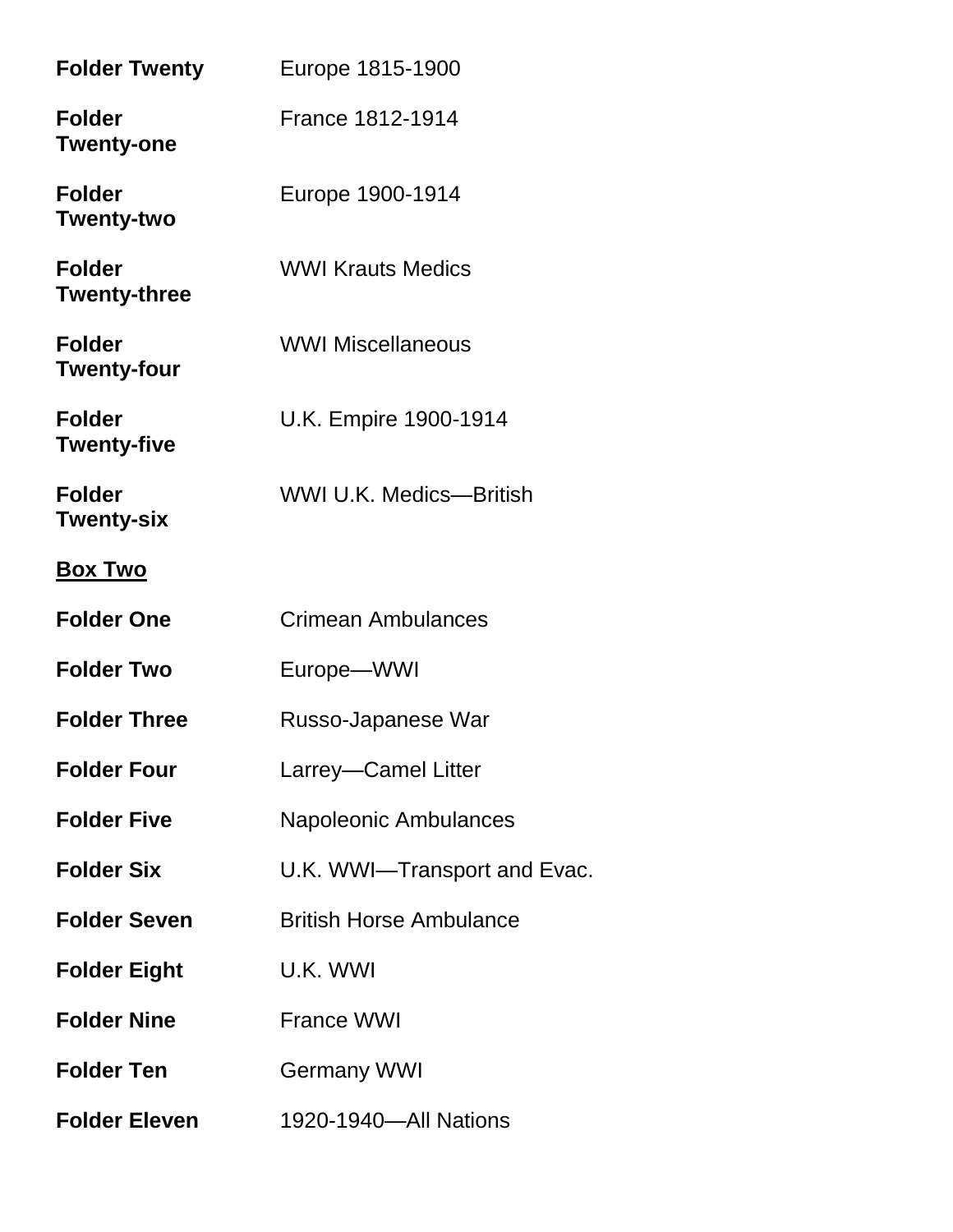**Folder Twenty** Europe 1815-1900

**Folder Twenty-one** France 1812-1914

**Folder Twenty-two** Europe 1900-1914

**Folder Twenty-three** WWI Krauts Medics

**Folder Twenty-four** WWI Miscellaneous

**Folder Twenty-five** U.K. Empire 1900-1914

**Folder Twenty-six** WWI U.K. Medics—British

**<u>Box Two</u>**

**Folder One** Crimean Ambulances

**Folder Two** Europe—WWI

**Folder Three** Russo-Japanese War

**Folder Four** Larrey—Camel Litter

**Folder Five** Napoleonic Ambulances

**Folder Six** U.K. WWI—Transport and Evac.

**Folder Seven** British Horse Ambulance

**Folder Eight** U.K. WWI

**Folder Nine** France WWI

**Folder Ten** Germany WWI

**Folder Eleven** 1920-1940—All Nations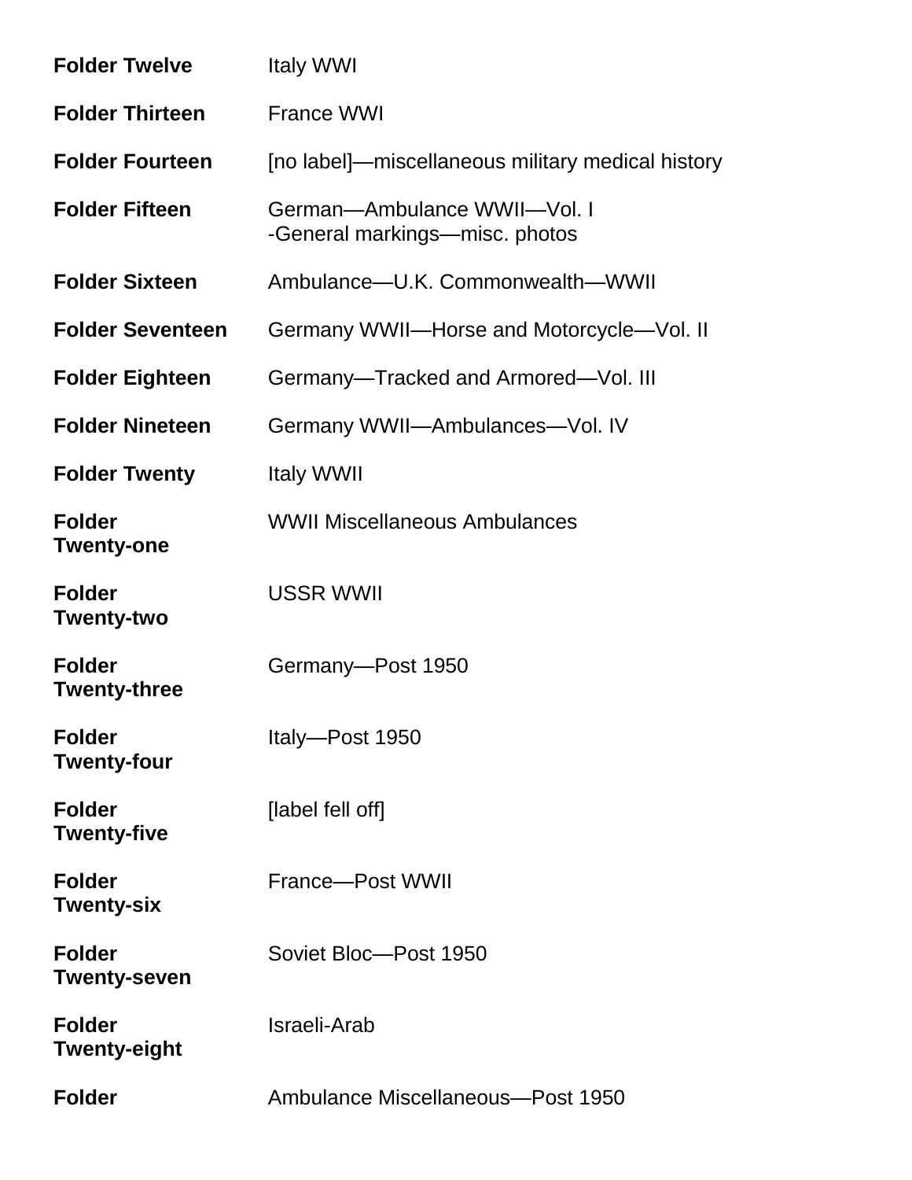| | |
|---|---|
| **Folder Twelve** | Italy WWI |
| **Folder Thirteen** | France WWI |
| **Folder Fourteen** | [no label]—miscellaneous military medical history |
| **Folder Fifteen** | German—Ambulance WWII—Vol. I<br>-General markings—misc. photos |
| **Folder Sixteen** | Ambulance—U.K. Commonwealth—WWII |
| **Folder Seventeen** | Germany WWII—Horse and Motorcycle—Vol. II |
| **Folder Eighteen** | Germany—Tracked and Armored—Vol. III |
| **Folder Nineteen** | Germany WWII—Ambulances—Vol. IV |
| **Folder Twenty** | Italy WWII |
| **Folder Twenty-one** | WWII Miscellaneous Ambulances |
| **Folder Twenty-two** | USSR WWII |
| **Folder Twenty-three** | Germany—Post 1950 |
| **Folder Twenty-four** | Italy—Post 1950 |
| **Folder Twenty-five** | [label fell off] |
| **Folder Twenty-six** | France—Post WWII |
| **Folder Twenty-seven** | Soviet Bloc—Post 1950 |
| **Folder Twenty-eight** | Israeli-Arab |
| **Folder** | Ambulance Miscellaneous—Post 1950 |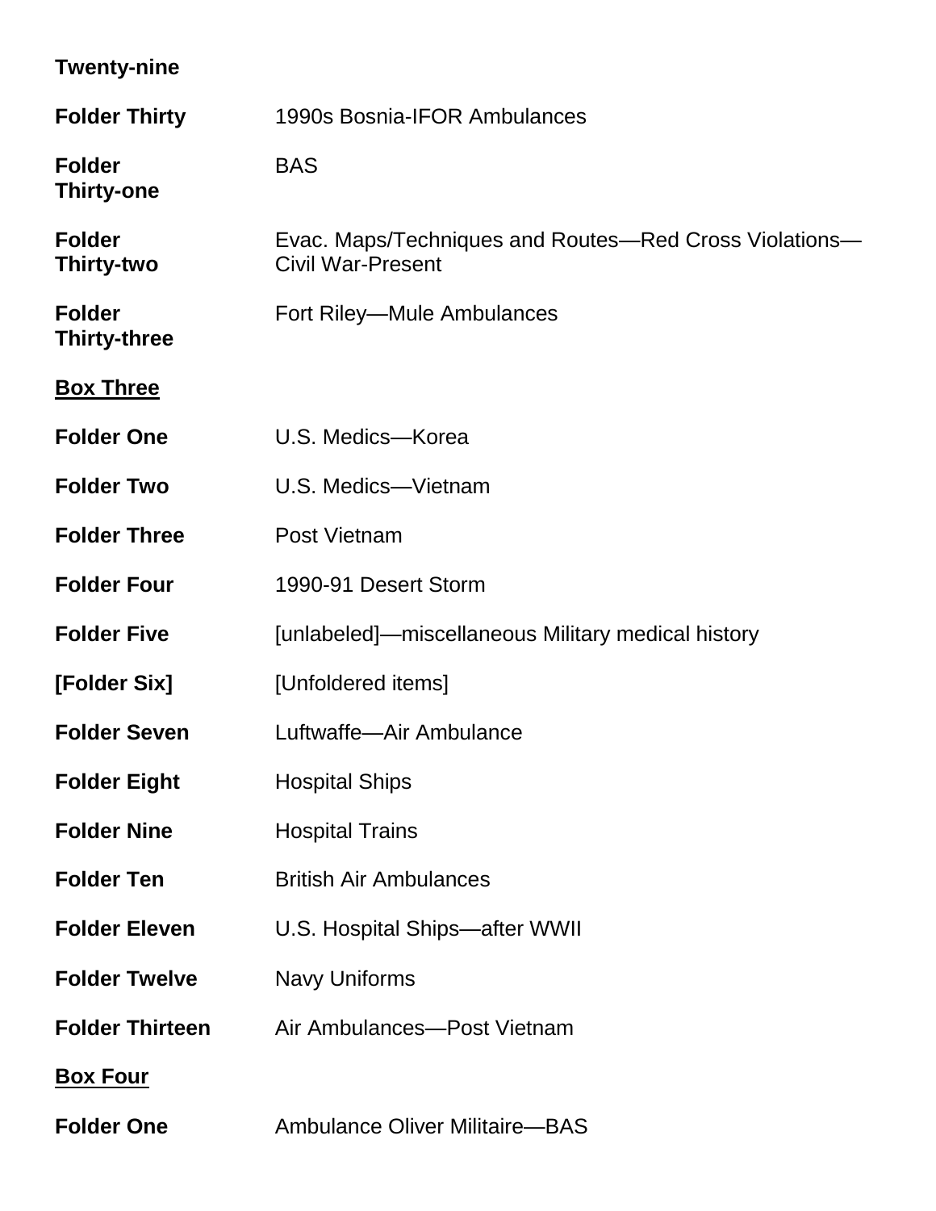**Twenty-nine**

| | |
|---|---|
| **Folder Thirty** | 1990s Bosnia-IFOR Ambulances |
| **Folder Thirty-one** | BAS |
| **Folder Thirty-two** | Evac. Maps/Techniques and Routes—Red Cross Violations—Civil War-Present |
| **Folder Thirty-three** | Fort Riley—Mule Ambulances |

**<u>Box Three</u>**

| | |
|---|---|
| **Folder One** | U.S. Medics—Korea |
| **Folder Two** | U.S. Medics—Vietnam |
| **Folder Three** | Post Vietnam |
| **Folder Four** | 1990-91 Desert Storm |
| **Folder Five** | [unlabeled]—miscellaneous Military medical history |
| **[Folder Six]** | [Unfoldered items] |
| **Folder Seven** | Luftwaffe—Air Ambulance |
| **Folder Eight** | Hospital Ships |
| **Folder Nine** | Hospital Trains |
| **Folder Ten** | British Air Ambulances |
| **Folder Eleven** | U.S. Hospital Ships—after WWII |
| **Folder Twelve** | Navy Uniforms |
| **Folder Thirteen** | Air Ambulances—Post Vietnam |

**<u>Box Four</u>**

| | |
|---|---|
| **Folder One** | Ambulance Oliver Militaire—BAS |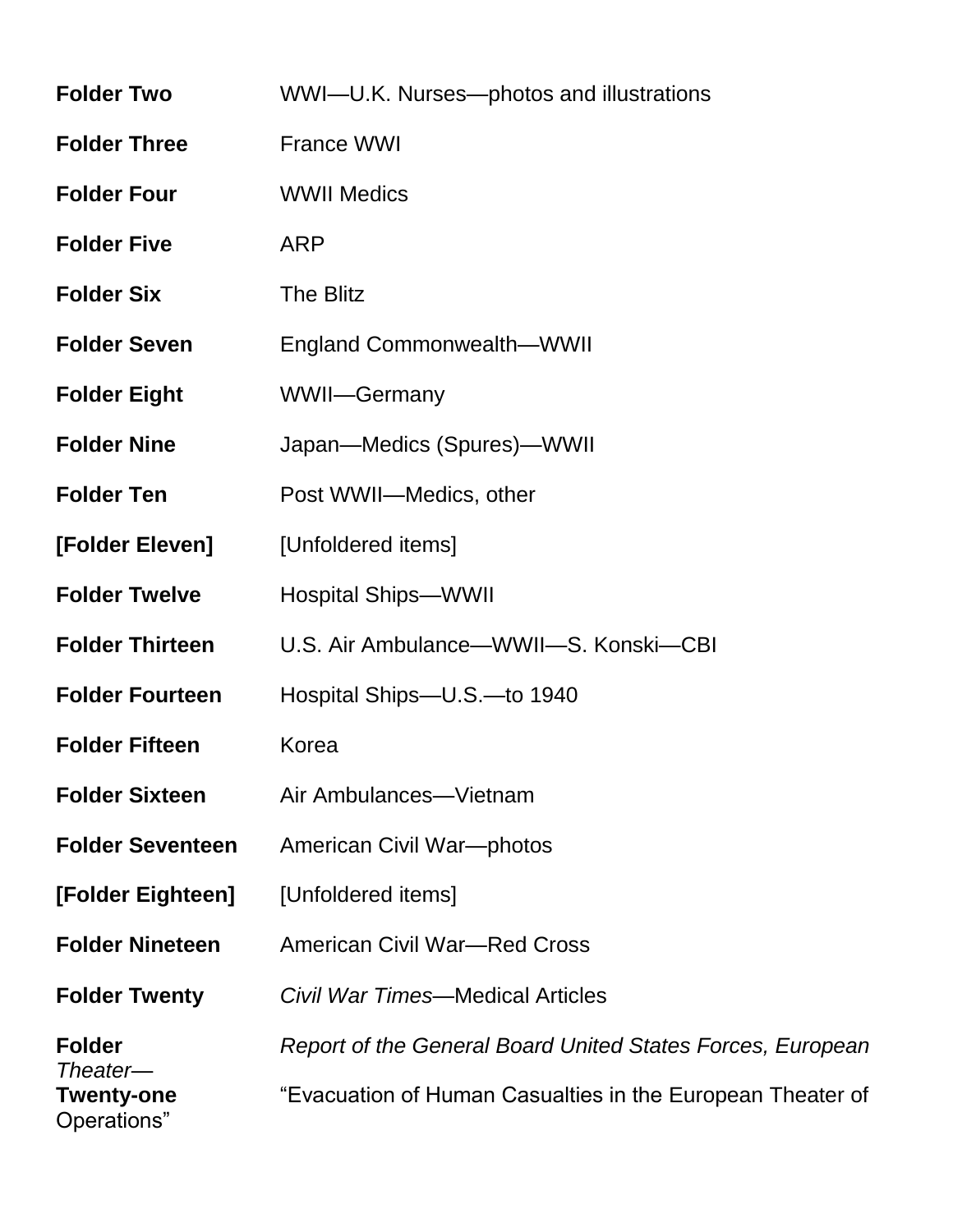| | |
|---|---|
| **Folder Two** | WWI—U.K. Nurses—photos and illustrations |
| **Folder Three** | France WWI |
| **Folder Four** | WWII Medics |
| **Folder Five** | ARP |
| **Folder Six** | The Blitz |
| **Folder Seven** | England Commonwealth—WWII |
| **Folder Eight** | WWII—Germany |
| **Folder Nine** | Japan—Medics (Spures)—WWII |
| **Folder Ten** | Post WWII—Medics, other |
| **[Folder Eleven]** | [Unfoldered items] |
| **Folder Twelve** | Hospital Ships—WWII |
| **Folder Thirteen** | U.S. Air Ambulance—WWII—S. Konski—CBI |
| **Folder Fourteen** | Hospital Ships—U.S.—to 1940 |
| **Folder Fifteen** | Korea |
| **Folder Sixteen** | Air Ambulances—Vietnam |
| **Folder Seventeen** | American Civil War—photos |
| **[Folder Eighteen]** | [Unfoldered items] |
| **Folder Nineteen** | American Civil War—Red Cross |
| **Folder Twenty** | *Civil War Times*—Medical Articles |
| **Folder Twenty-one** | *Report of the General Board United States Forces, European Theater*—"Evacuation of Human Casualties in the European Theater of Operations" |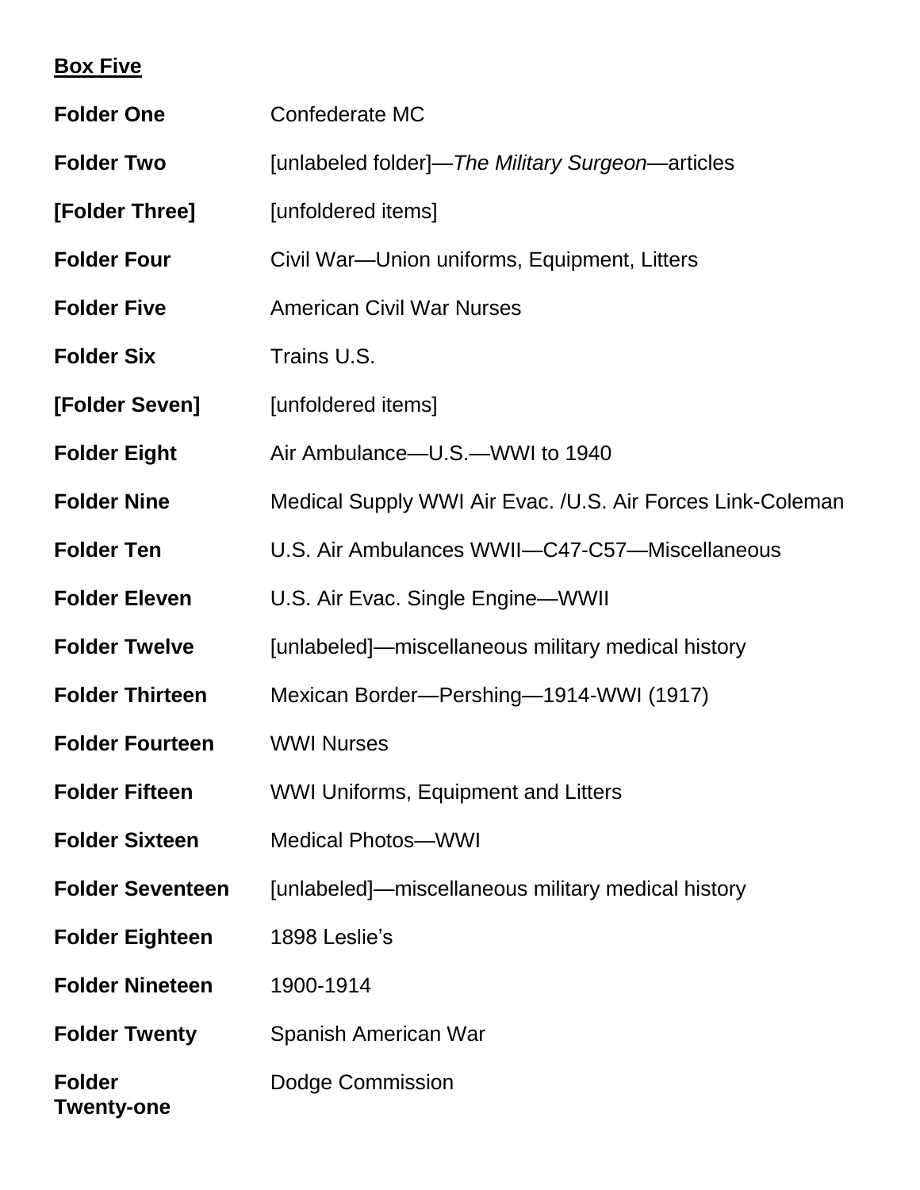**<u>Box Five</u>**

| | |
|---|---|
| **Folder One** | Confederate MC |
| **Folder Two** | [unlabeled folder]—*The Military Surgeon*—articles |
| **[Folder Three]** | [unfoldered items] |
| **Folder Four** | Civil War—Union uniforms, Equipment, Litters |
| **Folder Five** | American Civil War Nurses |
| **Folder Six** | Trains U.S. |
| **[Folder Seven]** | [unfoldered items] |
| **Folder Eight** | Air Ambulance—U.S.—WWI to 1940 |
| **Folder Nine** | Medical Supply WWI Air Evac. /U.S. Air Forces Link-Coleman |
| **Folder Ten** | U.S. Air Ambulances WWII—C47-C57—Miscellaneous |
| **Folder Eleven** | U.S. Air Evac. Single Engine—WWII |
| **Folder Twelve** | [unlabeled]—miscellaneous military medical history |
| **Folder Thirteen** | Mexican Border—Pershing—1914-WWI (1917) |
| **Folder Fourteen** | WWI Nurses |
| **Folder Fifteen** | WWI Uniforms, Equipment and Litters |
| **Folder Sixteen** | Medical Photos—WWI |
| **Folder Seventeen** | [unlabeled]—miscellaneous military medical history |
| **Folder Eighteen** | 1898 Leslie's |
| **Folder Nineteen** | 1900-1914 |
| **Folder Twenty** | Spanish American War |
| **Folder Twenty-one** | Dodge Commission |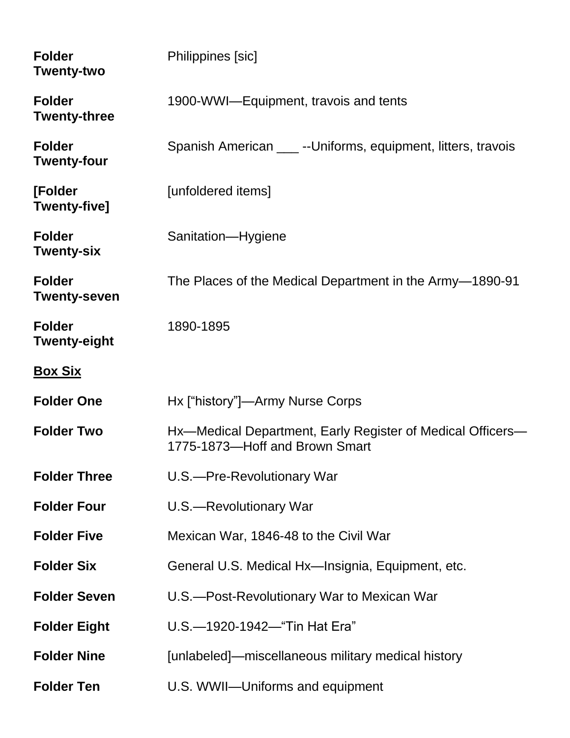**Folder Twenty-two** Philippines [sic]

**Folder Twenty-three** 1900-WWI—Equipment, travois and tents

**Folder Twenty-four** Spanish American ___ --Uniforms, equipment, litters, travois

**[Folder Twenty-five]** [unfoldered items]

**Folder Twenty-six** Sanitation—Hygiene

**Folder Twenty-seven** The Places of the Medical Department in the Army—1890-91

**Folder Twenty-eight** 1890-1895

<u>**Box Six**</u>

**Folder One** Hx [“history”]—Army Nurse Corps

**Folder Two** Hx—Medical Department, Early Register of Medical Officers—1775-1873—Hoff and Brown Smart

**Folder Three** U.S.—Pre-Revolutionary War

**Folder Four** U.S.—Revolutionary War

**Folder Five** Mexican War, 1846-48 to the Civil War

**Folder Six** General U.S. Medical Hx—Insignia, Equipment, etc.

**Folder Seven** U.S.—Post-Revolutionary War to Mexican War

**Folder Eight** U.S.—1920-1942—“Tin Hat Era”

**Folder Nine** [unlabeled]—miscellaneous military medical history

**Folder Ten** U.S. WWII—Uniforms and equipment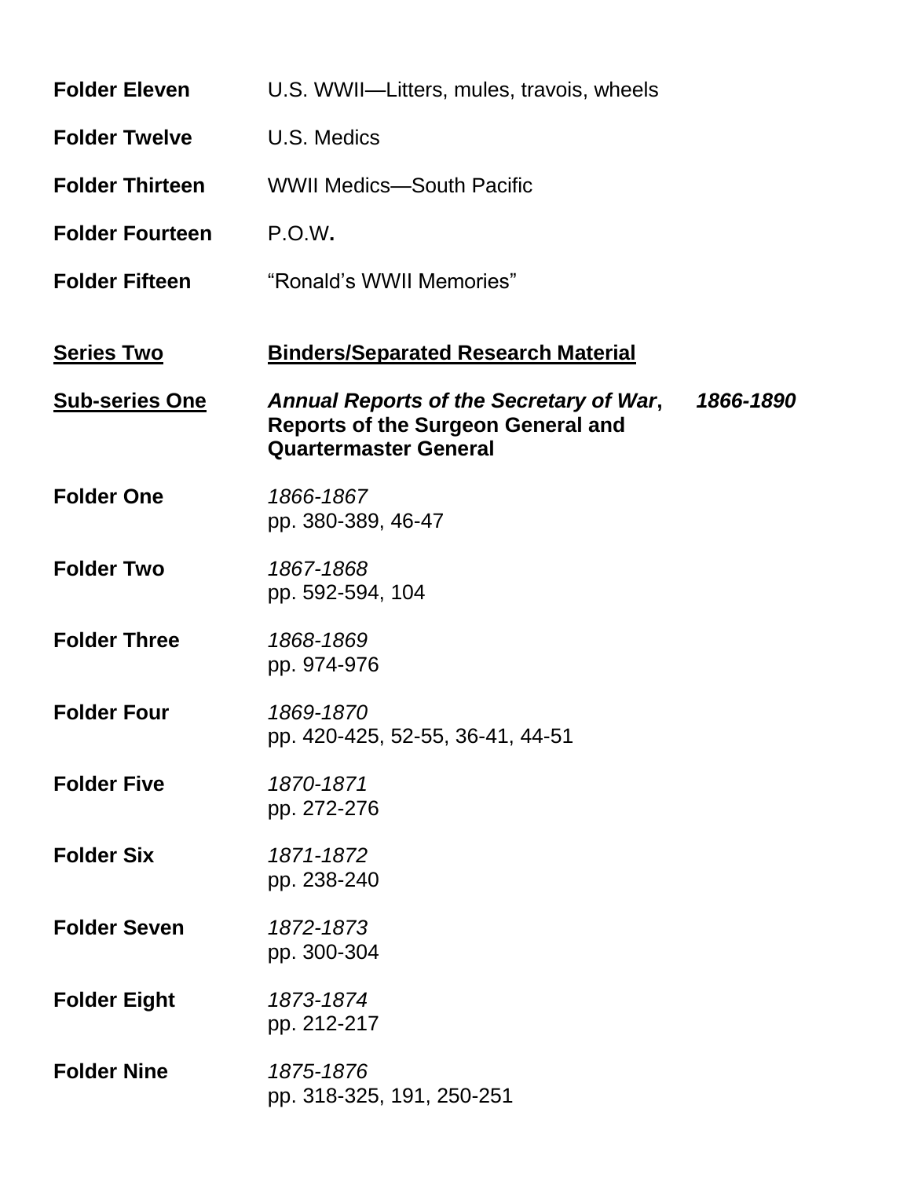**Folder Eleven** U.S. WWII—Litters, mules, travois, wheels

**Folder Twelve** U.S. Medics

**Folder Thirteen** WWII Medics—South Pacific

**Folder Fourteen** P.O.W**.**

**Folder Fifteen** "Ronald's WWII Memories"

**<u>Series Two</u>** **<u>Binders/Separated Research Material</u>**

**<u>Sub-series One</u>** ***Annual Reports of the Secretary of War*, Reports of the Surgeon General and Quartermaster General** ***1866-1890***

**Folder One** *1866-1867*
pp. 380-389, 46-47

**Folder Two** *1867-1868*
pp. 592-594, 104

**Folder Three** *1868-1869*
pp. 974-976

**Folder Four** *1869-1870*
pp. 420-425, 52-55, 36-41, 44-51

**Folder Five** *1870-1871*
pp. 272-276

**Folder Six** *1871-1872*
pp. 238-240

**Folder Seven** *1872-1873*
pp. 300-304

**Folder Eight** *1873-1874*
pp. 212-217

**Folder Nine** *1875-1876*
pp. 318-325, 191, 250-251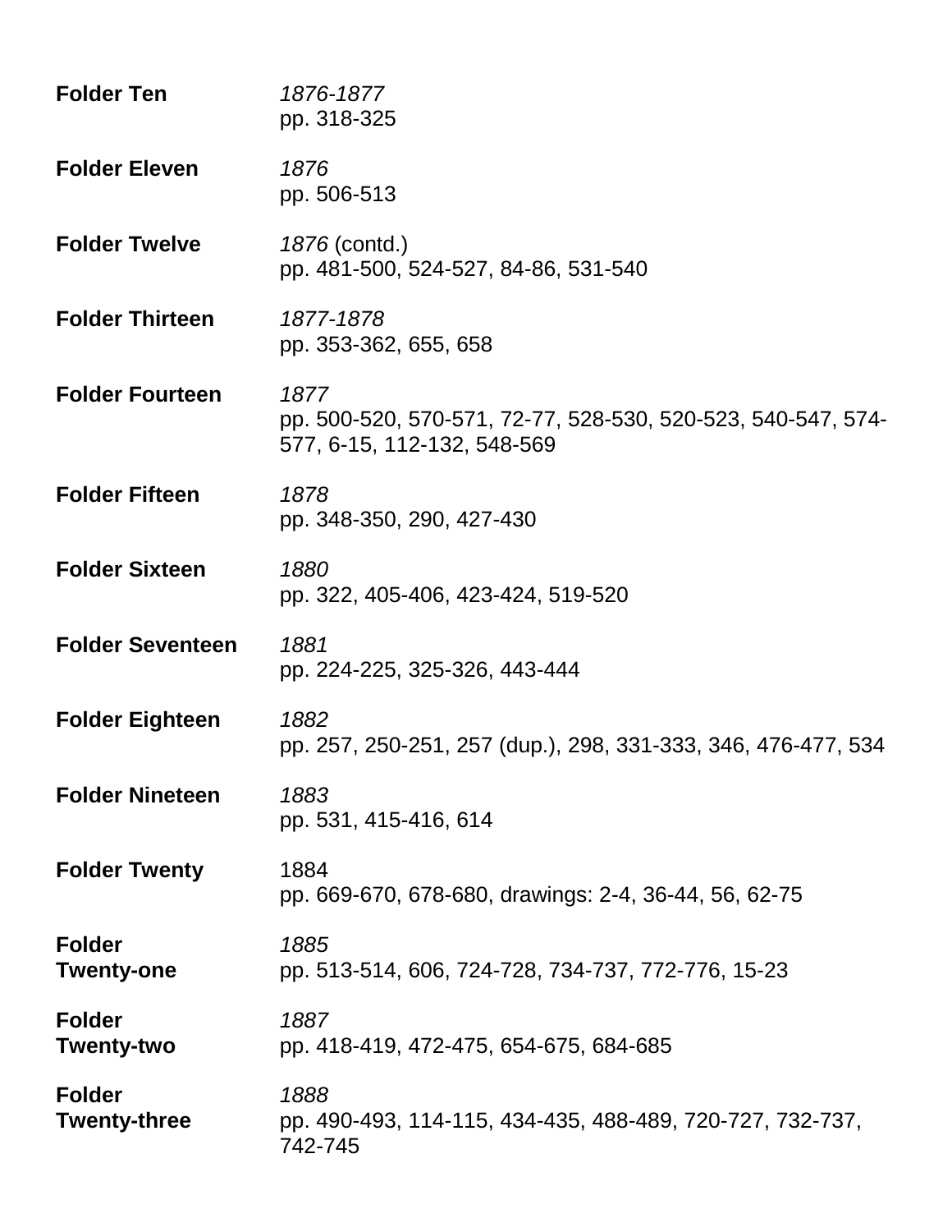**Folder Ten** *1876-1877*
pp. 318-325

**Folder Eleven** *1876*
pp. 506-513

**Folder Twelve** *1876* (contd.)
pp. 481-500, 524-527, 84-86, 531-540

**Folder Thirteen** *1877-1878*
pp. 353-362, 655, 658

**Folder Fourteen** *1877*
pp. 500-520, 570-571, 72-77, 528-530, 520-523, 540-547, 574-577, 6-15, 112-132, 548-569

**Folder Fifteen** *1878*
pp. 348-350, 290, 427-430

**Folder Sixteen** *1880*
pp. 322, 405-406, 423-424, 519-520

**Folder Seventeen** *1881*
pp. 224-225, 325-326, 443-444

**Folder Eighteen** *1882*
pp. 257, 250-251, 257 (dup.), 298, 331-333, 346, 476-477, 534

**Folder Nineteen** *1883*
pp. 531, 415-416, 614

**Folder Twenty** 1884
pp. 669-670, 678-680, drawings: 2-4, 36-44, 56, 62-75

**Folder Twenty-one** *1885*
pp. 513-514, 606, 724-728, 734-737, 772-776, 15-23

**Folder Twenty-two** *1887*
pp. 418-419, 472-475, 654-675, 684-685

**Folder Twenty-three** *1888*
pp. 490-493, 114-115, 434-435, 488-489, 720-727, 732-737, 742-745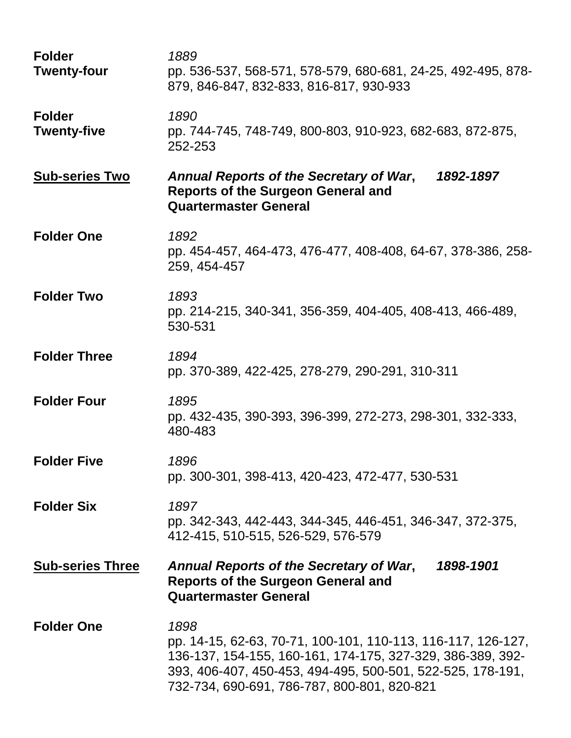**Folder Twenty-four** *1889*
pp. 536-537, 568-571, 578-579, 680-681, 24-25, 492-495, 878-879, 846-847, 832-833, 816-817, 930-933

**Folder Twenty-five** *1890*
pp. 744-745, 748-749, 800-803, 910-923, 682-683, 872-875, 252-253

**<u>Sub-series Two</u>** ***Annual Reports of the Secretary of War*, *1892-1897***
**Reports of the Surgeon General and Quartermaster General**

**Folder One** *1892*
pp. 454-457, 464-473, 476-477, 408-408, 64-67, 378-386, 258-259, 454-457

**Folder Two** *1893*
pp. 214-215, 340-341, 356-359, 404-405, 408-413, 466-489, 530-531

**Folder Three** *1894*
pp. 370-389, 422-425, 278-279, 290-291, 310-311

**Folder Four** *1895*
pp. 432-435, 390-393, 396-399, 272-273, 298-301, 332-333, 480-483

**Folder Five** *1896*
pp. 300-301, 398-413, 420-423, 472-477, 530-531

**Folder Six** *1897*
pp. 342-343, 442-443, 344-345, 446-451, 346-347, 372-375, 412-415, 510-515, 526-529, 576-579

**<u>Sub-series Three</u>** ***Annual Reports of the Secretary of War*, *1898-1901***
**Reports of the Surgeon General and Quartermaster General**

**Folder One** *1898*
pp. 14-15, 62-63, 70-71, 100-101, 110-113, 116-117, 126-127, 136-137, 154-155, 160-161, 174-175, 327-329, 386-389, 392-393, 406-407, 450-453, 494-495, 500-501, 522-525, 178-191, 732-734, 690-691, 786-787, 800-801, 820-821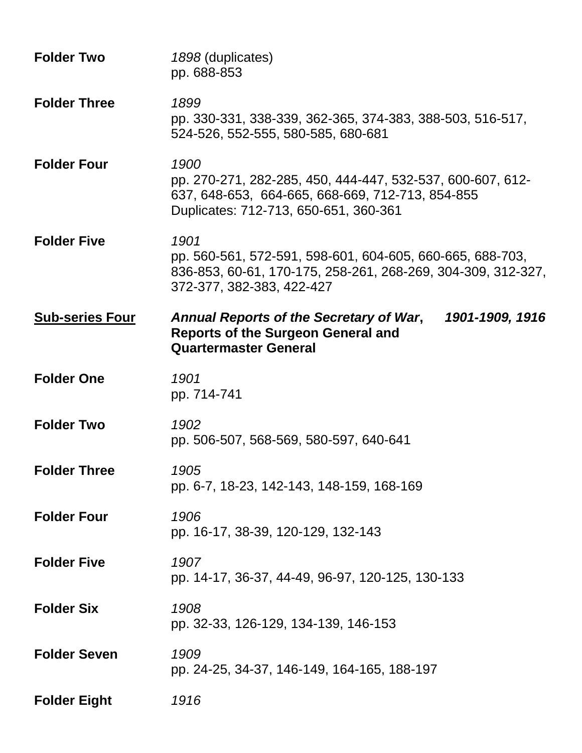**Folder Two** *1898* (duplicates)
pp. 688-853

**Folder Three** *1899*
pp. 330-331, 338-339, 362-365, 374-383, 388-503, 516-517, 524-526, 552-555, 580-585, 680-681

**Folder Four** *1900*
pp. 270-271, 282-285, 450, 444-447, 532-537, 600-607, 612-637, 648-653, 664-665, 668-669, 712-713, 854-855
Duplicates: 712-713, 650-651, 360-361

**Folder Five** *1901*
pp. 560-561, 572-591, 598-601, 604-605, 660-665, 688-703, 836-853, 60-61, 170-175, 258-261, 268-269, 304-309, 312-327, 372-377, 382-383, 422-427

**<u>Sub-series Four</u>** ***Annual Reports of the Secretary of War*, Reports of the Surgeon General and Quartermaster General** ***1901-1909, 1916***

**Folder One** *1901*
pp. 714-741

**Folder Two** *1902*
pp. 506-507, 568-569, 580-597, 640-641

**Folder Three** *1905*
pp. 6-7, 18-23, 142-143, 148-159, 168-169

**Folder Four** *1906*
pp. 16-17, 38-39, 120-129, 132-143

**Folder Five** *1907*
pp. 14-17, 36-37, 44-49, 96-97, 120-125, 130-133

**Folder Six** *1908*
pp. 32-33, 126-129, 134-139, 146-153

**Folder Seven** *1909*
pp. 24-25, 34-37, 146-149, 164-165, 188-197

**Folder Eight** *1916*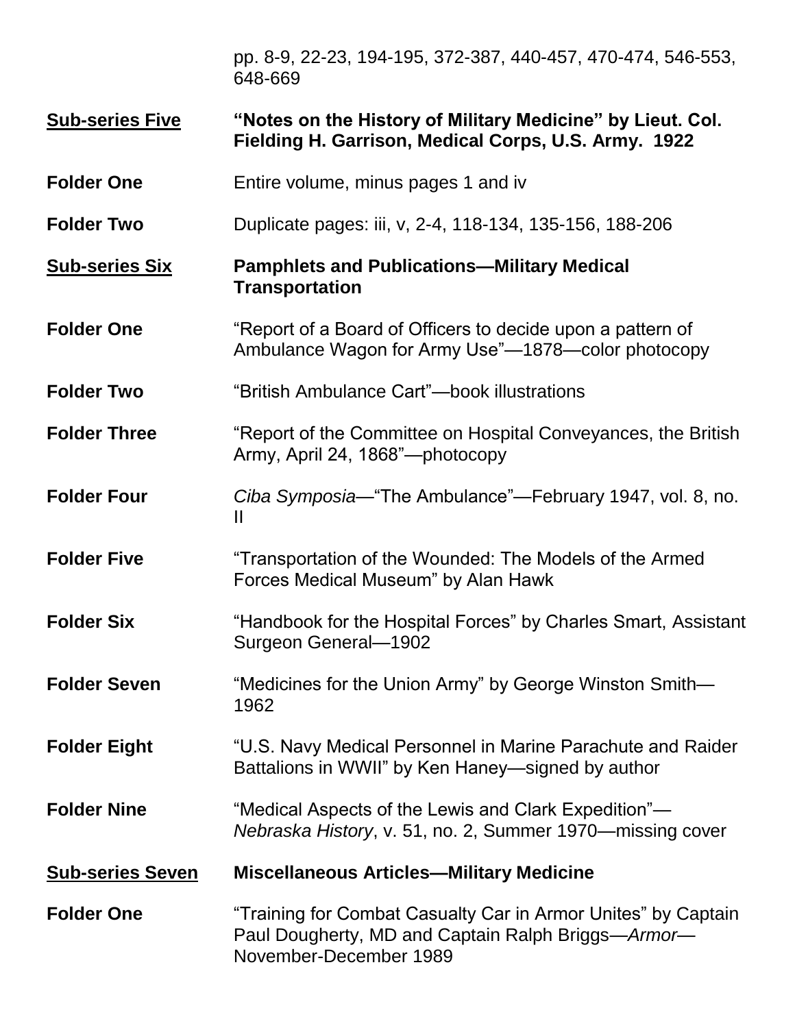pp. 8-9, 22-23, 194-195, 372-387, 440-457, 470-474, 546-553, 648-669

**Sub-series Five** — **"Notes on the History of Military Medicine" by Lieut. Col. Fielding H. Garrison, Medical Corps, U.S. Army. 1922**

**Folder One** — Entire volume, minus pages 1 and iv

**Folder Two** — Duplicate pages: iii, v, 2-4, 118-134, 135-156, 188-206

**Sub-series Six** — **Pamphlets and Publications—Military Medical Transportation**

**Folder One** — "Report of a Board of Officers to decide upon a pattern of Ambulance Wagon for Army Use"—1878—color photocopy

**Folder Two** — "British Ambulance Cart"—book illustrations

**Folder Three** — "Report of the Committee on Hospital Conveyances, the British Army, April 24, 1868"—photocopy

**Folder Four** — *Ciba Symposia*—"The Ambulance"—February 1947, vol. 8, no. II

**Folder Five** — "Transportation of the Wounded: The Models of the Armed Forces Medical Museum" by Alan Hawk

**Folder Six** — "Handbook for the Hospital Forces" by Charles Smart, Assistant Surgeon General—1902

**Folder Seven** — "Medicines for the Union Army" by George Winston Smith—1962

**Folder Eight** — "U.S. Navy Medical Personnel in Marine Parachute and Raider Battalions in WWII" by Ken Haney—signed by author

**Folder Nine** — "Medical Aspects of the Lewis and Clark Expedition"—*Nebraska History*, v. 51, no. 2, Summer 1970—missing cover

**Sub-series Seven** — **Miscellaneous Articles—Military Medicine**

**Folder One** — "Training for Combat Casualty Car in Armor Unites" by Captain Paul Dougherty, MD and Captain Ralph Briggs—*Armor*—November-December 1989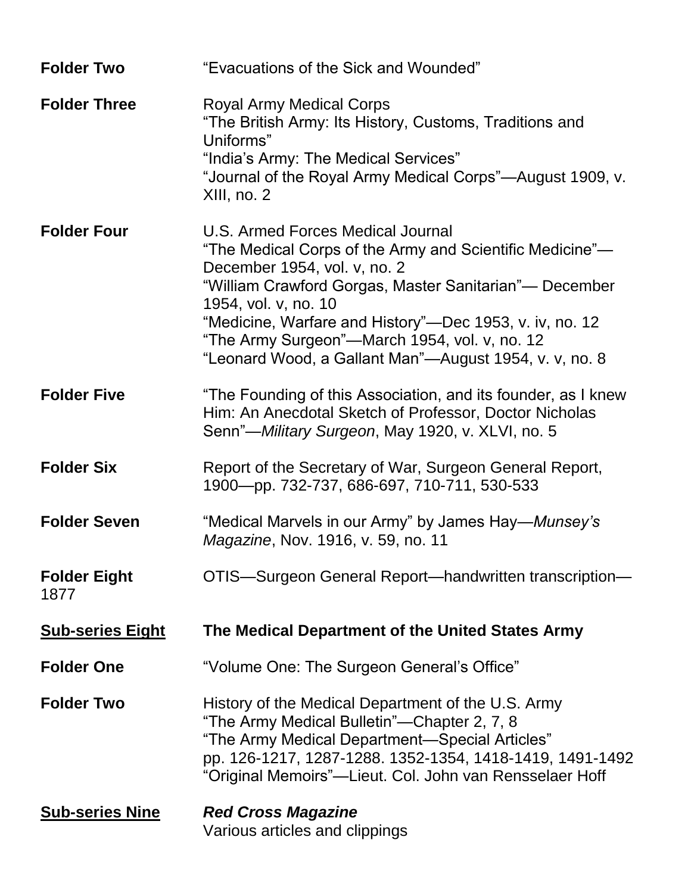**Folder Two** "Evacuations of the Sick and Wounded"

**Folder Three** Royal Army Medical Corps
"The British Army: Its History, Customs, Traditions and Uniforms"
"India's Army: The Medical Services"
"Journal of the Royal Army Medical Corps"—August 1909, v. XIII, no. 2

**Folder Four** U.S. Armed Forces Medical Journal
"The Medical Corps of the Army and Scientific Medicine"—December 1954, vol. v, no. 2
"William Crawford Gorgas, Master Sanitarian"— December 1954, vol. v, no. 10
"Medicine, Warfare and History"—Dec 1953, v. iv, no. 12
"The Army Surgeon"—March 1954, vol. v, no. 12
"Leonard Wood, a Gallant Man"—August 1954, v. v, no. 8

**Folder Five** "The Founding of this Association, and its founder, as I knew Him: An Anecdotal Sketch of Professor, Doctor Nicholas Senn"—*Military Surgeon*, May 1920, v. XLVI, no. 5

**Folder Six** Report of the Secretary of War, Surgeon General Report, 1900—pp. 732-737, 686-697, 710-711, 530-533

**Folder Seven** "Medical Marvels in our Army" by James Hay—*Munsey's Magazine*, Nov. 1916, v. 59, no. 11

**Folder Eight** OTIS—Surgeon General Report—handwritten transcription—1877

**<u>Sub-series Eight</u>** **The Medical Department of the United States Army**

**Folder One** "Volume One: The Surgeon General's Office"

**Folder Two** History of the Medical Department of the U.S. Army
"The Army Medical Bulletin"—Chapter 2, 7, 8
"The Army Medical Department—Special Articles"
pp. 126-1217, 1287-1288. 1352-1354, 1418-1419, 1491-1492
"Original Memoirs"—Lieut. Col. John van Rensselaer Hoff

**<u>Sub-series Nine</u>** ***Red Cross Magazine***
Various articles and clippings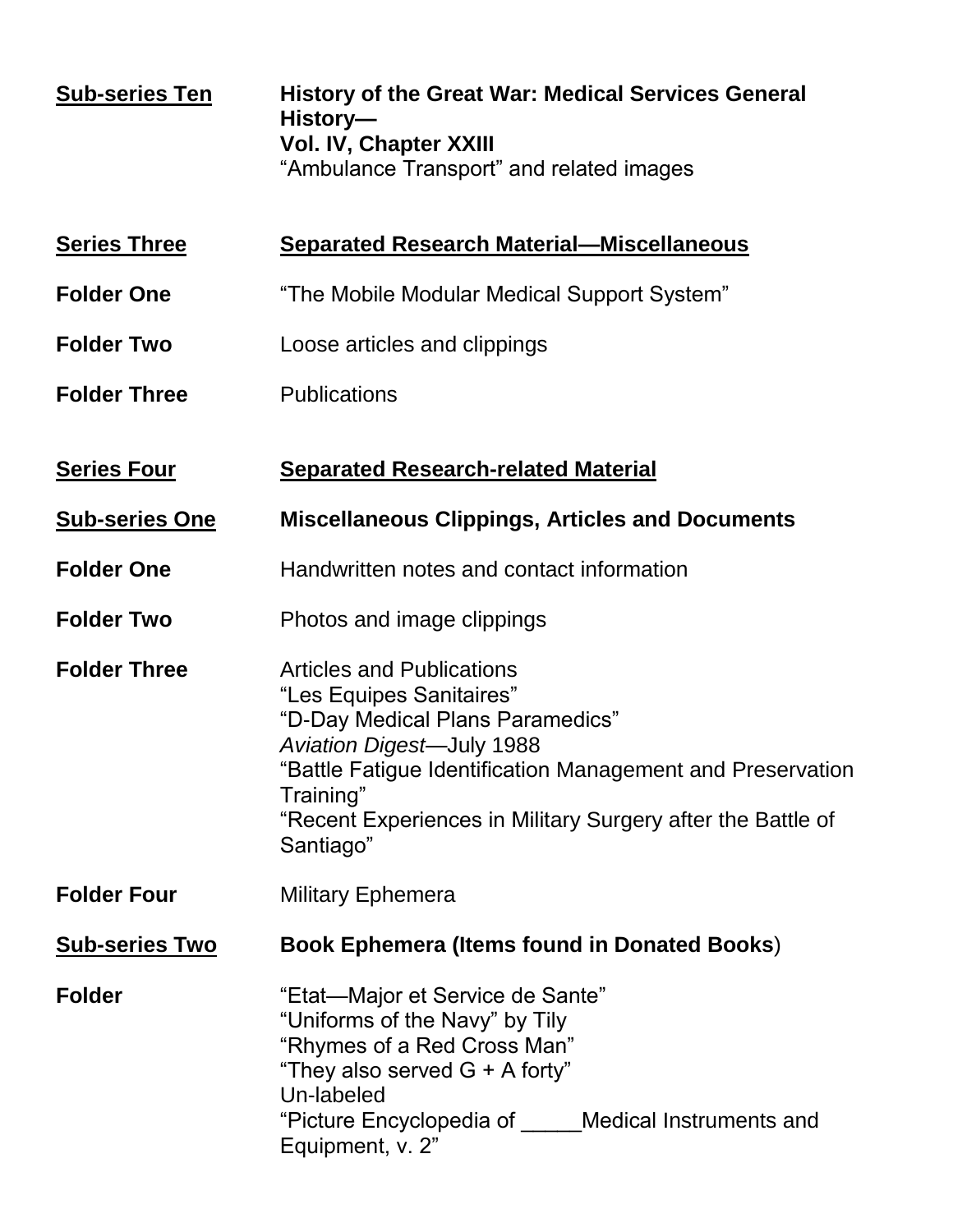**<u>Sub-series Ten</u>** **History of the Great War: Medical Services General History—**
**Vol. IV, Chapter XXIII**
"Ambulance Transport" and related images

**<u>Series Three</u>** **<u>Separated Research Material—Miscellaneous</u>**

**Folder One** "The Mobile Modular Medical Support System"

**Folder Two** Loose articles and clippings

**Folder Three** Publications

**<u>Series Four</u>** **<u>Separated Research-related Material</u>**

**<u>Sub-series One</u>** **Miscellaneous Clippings, Articles and Documents**

**Folder One** Handwritten notes and contact information

**Folder Two** Photos and image clippings

**Folder Three** Articles and Publications
"Les Equipes Sanitaires"
"D-Day Medical Plans Paramedics"
*Aviation Digest*—July 1988
"Battle Fatigue Identification Management and Preservation Training"
"Recent Experiences in Military Surgery after the Battle of Santiago"

**Folder Four** Military Ephemera

**<u>Sub-series Two</u>** **Book Ephemera (Items found in Donated Books**)

**Folder** "Etat—Major et Service de Sante"
"Uniforms of the Navy" by Tily
"Rhymes of a Red Cross Man"
"They also served G + A forty"
Un-labeled
"Picture Encyclopedia of _____Medical Instruments and Equipment, v. 2"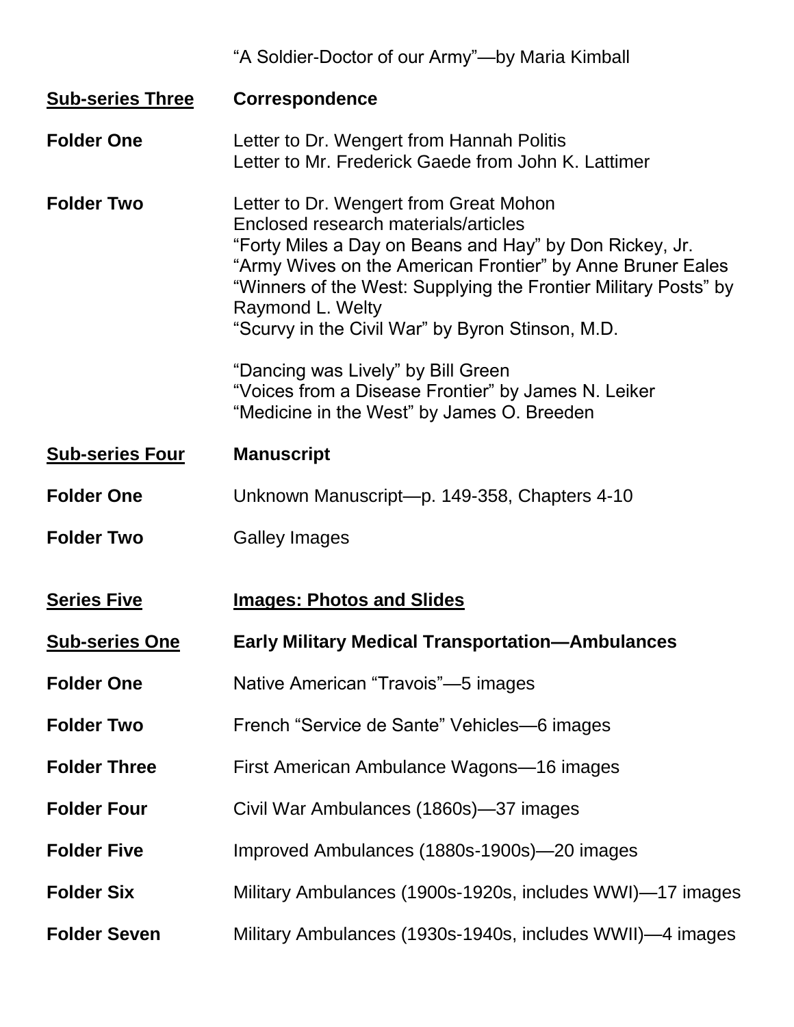"A Soldier-Doctor of our Army"—by Maria Kimball

**Sub-series Three** **Correspondence**

**Folder One** Letter to Dr. Wengert from Hannah Politis
Letter to Mr. Frederick Gaede from John K. Lattimer

**Folder Two** Letter to Dr. Wengert from Great Mohon
Enclosed research materials/articles
"Forty Miles a Day on Beans and Hay" by Don Rickey, Jr.
"Army Wives on the American Frontier" by Anne Bruner Eales
"Winners of the West: Supplying the Frontier Military Posts" by Raymond L. Welty
"Scurvy in the Civil War" by Byron Stinson, M.D.

"Dancing was Lively" by Bill Green
"Voices from a Disease Frontier" by James N. Leiker
"Medicine in the West" by James O. Breeden

**Sub-series Four** **Manuscript**

**Folder One** Unknown Manuscript—p. 149-358, Chapters 4-10

**Folder Two** Galley Images

**Series Five** **Images: Photos and Slides**

**Sub-series One** **Early Military Medical Transportation—Ambulances**

**Folder One** Native American "Travois"—5 images

**Folder Two** French "Service de Sante" Vehicles—6 images

**Folder Three** First American Ambulance Wagons—16 images

**Folder Four** Civil War Ambulances (1860s)—37 images

**Folder Five** Improved Ambulances (1880s-1900s)—20 images

**Folder Six** Military Ambulances (1900s-1920s, includes WWI)—17 images

**Folder Seven** Military Ambulances (1930s-1940s, includes WWII)—4 images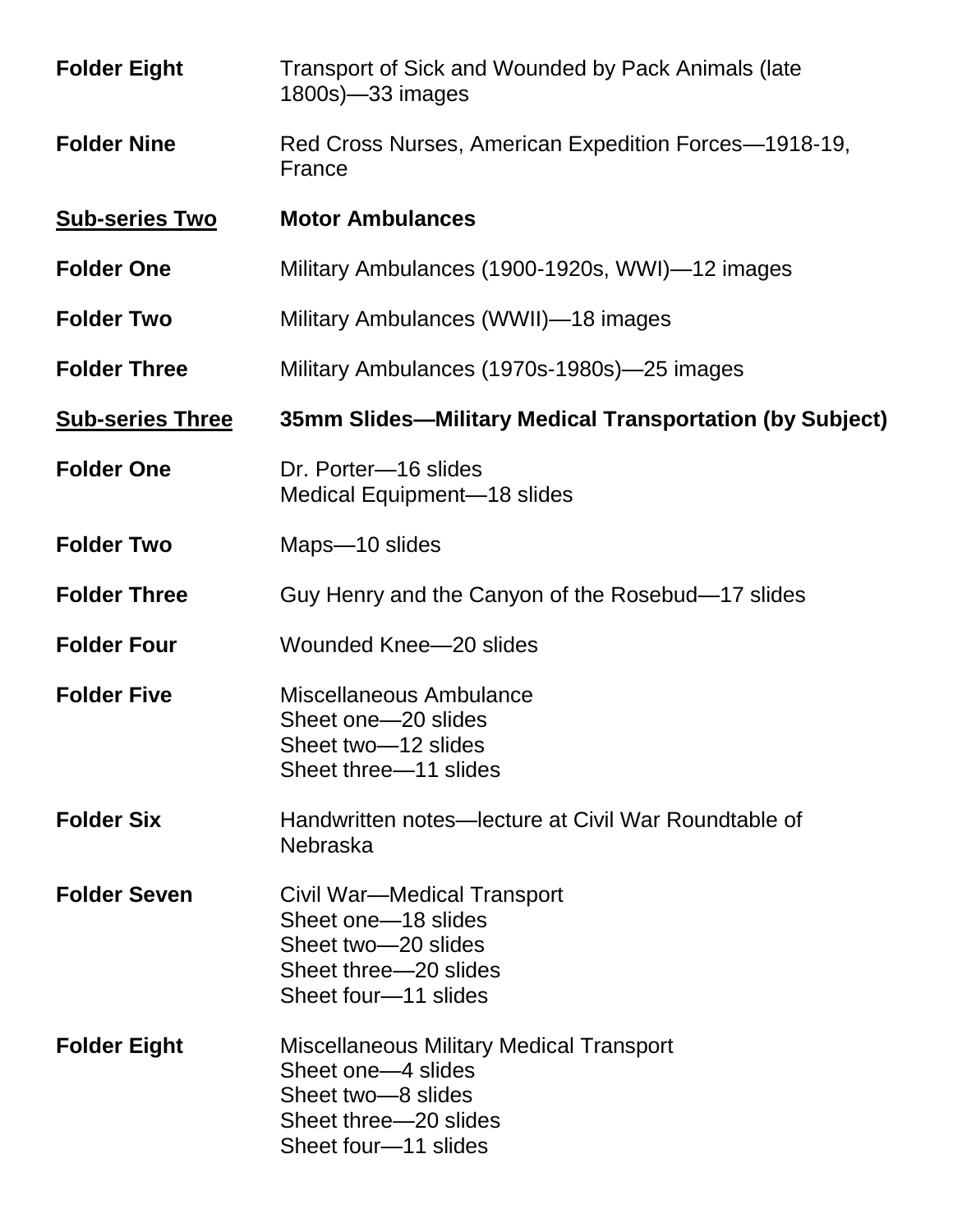**Folder Eight** Transport of Sick and Wounded by Pack Animals (late 1800s)—33 images

**Folder Nine** Red Cross Nurses, American Expedition Forces—1918-19, France

**<u>Sub-series Two</u>** **Motor Ambulances**

**Folder One** Military Ambulances (1900-1920s, WWI)—12 images

**Folder Two** Military Ambulances (WWII)—18 images

**Folder Three** Military Ambulances (1970s-1980s)—25 images

**<u>Sub-series Three</u>** **35mm Slides—Military Medical Transportation (by Subject)**

**Folder One** Dr. Porter—16 slides
Medical Equipment—18 slides

**Folder Two** Maps—10 slides

**Folder Three** Guy Henry and the Canyon of the Rosebud—17 slides

**Folder Four** Wounded Knee—20 slides

**Folder Five** Miscellaneous Ambulance
Sheet one—20 slides
Sheet two—12 slides
Sheet three—11 slides

**Folder Six** Handwritten notes—lecture at Civil War Roundtable of Nebraska

**Folder Seven** Civil War—Medical Transport
Sheet one—18 slides
Sheet two—20 slides
Sheet three—20 slides
Sheet four—11 slides

**Folder Eight** Miscellaneous Military Medical Transport
Sheet one—4 slides
Sheet two—8 slides
Sheet three—20 slides
Sheet four—11 slides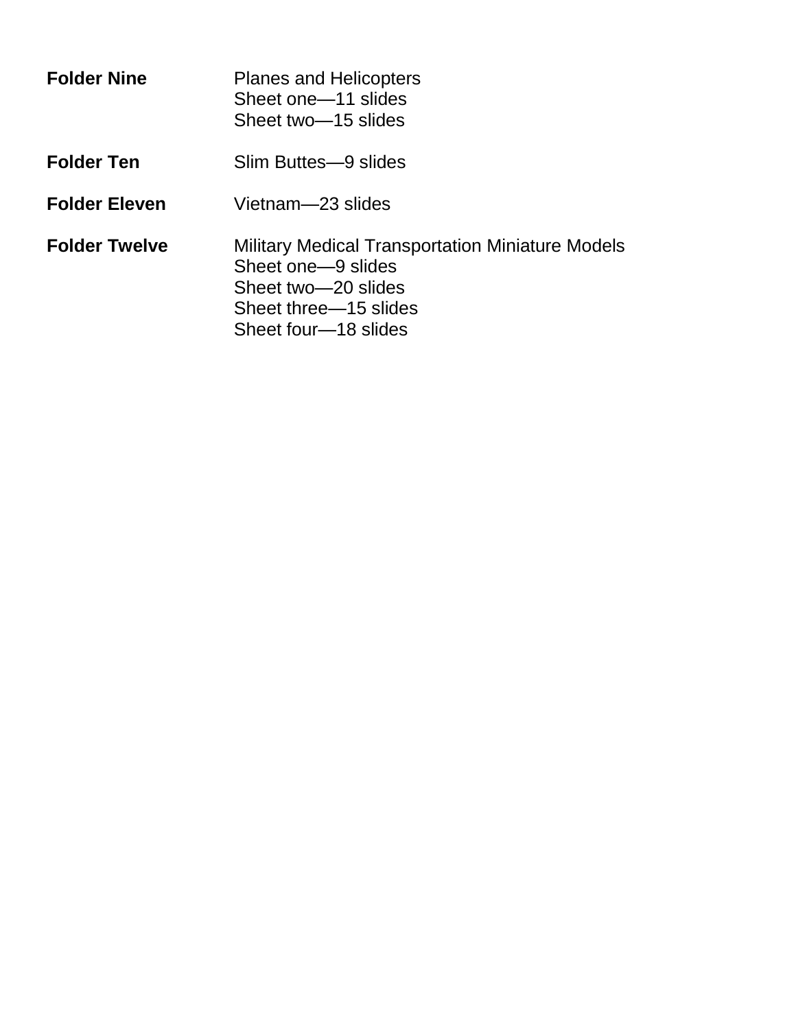**Folder Nine** Planes and Helicopters
Sheet one—11 slides
Sheet two—15 slides

**Folder Ten** Slim Buttes—9 slides

**Folder Eleven** Vietnam—23 slides

**Folder Twelve** Military Medical Transportation Miniature Models
Sheet one—9 slides
Sheet two—20 slides
Sheet three—15 slides
Sheet four—18 slides